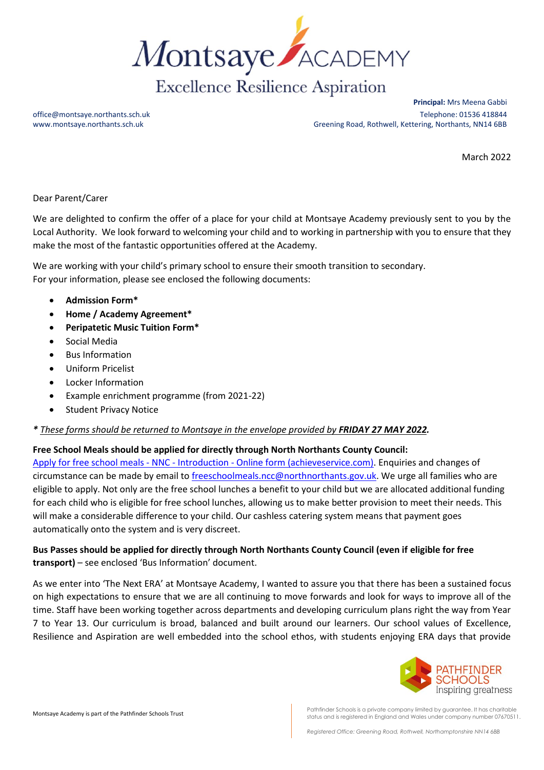# Montsaye ACADEMY

Excellence Resilience Aspiration

office@montsaye.northants.sch.uk
www.montsaye.northants.sch.uk

**Principal:** Mrs Meena Gabbi
Telephone: 01536 418844
Greening Road, Rothwell, Kettering, Northants, NN14 6BB

March 2022

Dear Parent/Carer

We are delighted to confirm the offer of a place for your child at Montsaye Academy previously sent to you by the Local Authority. We look forward to welcoming your child and to working in partnership with you to ensure that they make the most of the fantastic opportunities offered at the Academy.

We are working with your child's primary school to ensure their smooth transition to secondary.
For your information, please see enclosed the following documents:

- **Admission Form***
- **Home / Academy Agreement***
- **Peripatetic Music Tuition Form***
- Social Media
- Bus Information
- Uniform Pricelist
- Locker Information
- Example enrichment programme (from 2021-22)
- Student Privacy Notice

*\* These forms should be returned to Montsaye in the envelope provided by **FRIDAY 27 MAY 2022**.*

**Free School Meals should be applied for directly through North Northants County Council:**
Apply for free school meals - NNC - Introduction - Online form (achieveservice.com). Enquiries and changes of circumstance can be made by email to freeschoolmeals.ncc@northnorthants.gov.uk. We urge all families who are eligible to apply. Not only are the free school lunches a benefit to your child but we are allocated additional funding for each child who is eligible for free school lunches, allowing us to make better provision to meet their needs. This will make a considerable difference to your child. Our cashless catering system means that payment goes automatically onto the system and is very discreet.

**Bus Passes should be applied for directly through North Northants County Council (even if eligible for free transport)** – see enclosed 'Bus Information' document.

As we enter into 'The Next ERA' at Montsaye Academy, I wanted to assure you that there has been a sustained focus on high expectations to ensure that we are all continuing to move forwards and look for ways to improve all of the time. Staff have been working together across departments and developing curriculum plans right the way from Year 7 to Year 13. Our curriculum is broad, balanced and built around our learners. Our school values of Excellence, Resilience and Aspiration are well embedded into the school ethos, with students enjoying ERA days that provide

PATHFINDER SCHOOLS
Inspiring greatness

Montsaye Academy is part of the Pathfinder Schools Trust

Pathfinder Schools is a private company limited by guarantee. It has charitable status and is registered in England and Wales under company number 07670511.

*Registered Office: Greening Road, Rothwell, Northamptonshire NN14 6BB*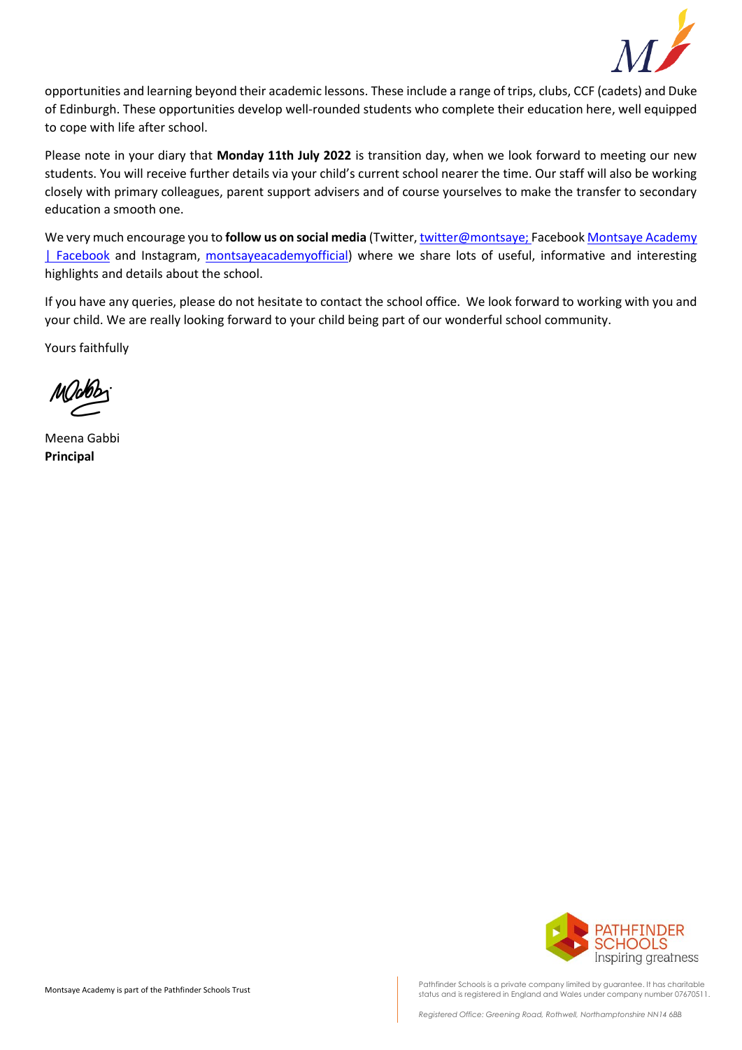opportunities and learning beyond their academic lessons. These include a range of trips, clubs, CCF (cadets) and Duke of Edinburgh. These opportunities develop well-rounded students who complete their education here, well equipped to cope with life after school.

Please note in your diary that **Monday 11th July 2022** is transition day, when we look forward to meeting our new students. You will receive further details via your child's current school nearer the time. Our staff will also be working closely with primary colleagues, parent support advisers and of course yourselves to make the transfer to secondary education a smooth one.

We very much encourage you to **follow us on social media** (Twitter, twitter@montsaye; Facebook Montsaye Academy | Facebook and Instagram, montsayeacademyofficial) where we share lots of useful, informative and interesting highlights and details about the school.

If you have any queries, please do not hesitate to contact the school office. We look forward to working with you and your child. We are really looking forward to your child being part of our wonderful school community.

Yours faithfully

Meena Gabbi
**Principal**

Montsaye Academy is part of the Pathfinder Schools Trust

Pathfinder Schools is a private company limited by guarantee. It has charitable status and is registered in England and Wales under company number 07670511.

*Registered Office: Greening Road, Rothwell, Northamptonshire NN14 6BB*